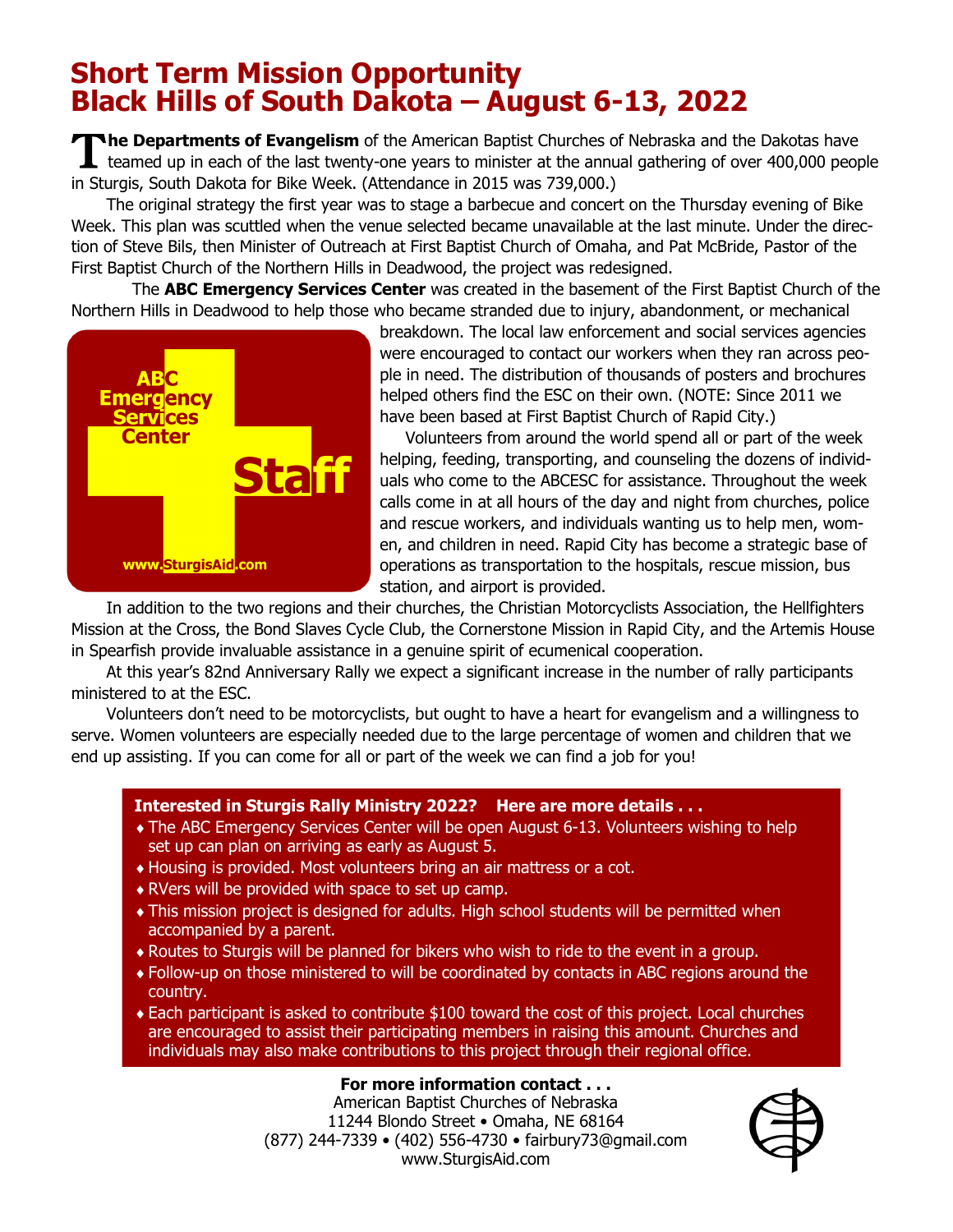# Short Term Mission Opportunity
# Black Hills of South Dakota – August 6-13, 2022

**The Departments of Evangelism** of the American Baptist Churches of Nebraska and the Dakotas have teamed up in each of the last twenty-one years to minister at the annual gathering of over 400,000 people in Sturgis, South Dakota for Bike Week. (Attendance in 2015 was 739,000.)

The original strategy the first year was to stage a barbecue and concert on the Thursday evening of Bike Week. This plan was scuttled when the venue selected became unavailable at the last minute. Under the direction of Steve Bils, then Minister of Outreach at First Baptist Church of Omaha, and Pat McBride, Pastor of the First Baptist Church of the Northern Hills in Deadwood, the project was redesigned.

The **ABC Emergency Services Center** was created in the basement of the First Baptist Church of the Northern Hills in Deadwood to help those who became stranded due to injury, abandonment, or mechanical breakdown. The local law enforcement and social services agencies were encouraged to contact our workers when they ran across people in need. The distribution of thousands of posters and brochures helped others find the ESC on their own. (NOTE: Since 2011 we have been based at First Baptist Church of Rapid City.)

ABC Emergency Services Center Staff
www.SturgisAid.com

Volunteers from around the world spend all or part of the week helping, feeding, transporting, and counseling the dozens of individuals who come to the ABCESC for assistance. Throughout the week calls come in at all hours of the day and night from churches, police and rescue workers, and individuals wanting us to help men, women, and children in need. Rapid City has become a strategic base of operations as transportation to the hospitals, rescue mission, bus station, and airport is provided.

In addition to the two regions and their churches, the Christian Motorcyclists Association, the Hellfighters Mission at the Cross, the Bond Slaves Cycle Club, the Cornerstone Mission in Rapid City, and the Artemis House in Spearfish provide invaluable assistance in a genuine spirit of ecumenical cooperation.

At this year's 82nd Anniversary Rally we expect a significant increase in the number of rally participants ministered to at the ESC.

Volunteers don't need to be motorcyclists, but ought to have a heart for evangelism and a willingness to serve. Women volunteers are especially needed due to the large percentage of women and children that we end up assisting. If you can come for all or part of the week we can find a job for you!

**Interested in Sturgis Rally Ministry 2022? Here are more details . . .**

- The ABC Emergency Services Center will be open August 6-13. Volunteers wishing to help set up can plan on arriving as early as August 5.
- Housing is provided. Most volunteers bring an air mattress or a cot.
- RVers will be provided with space to set up camp.
- This mission project is designed for adults. High school students will be permitted when accompanied by a parent.
- Routes to Sturgis will be planned for bikers who wish to ride to the event in a group.
- Follow-up on those ministered to will be coordinated by contacts in ABC regions around the country.
- Each participant is asked to contribute $100 toward the cost of this project. Local churches are encouraged to assist their participating members in raising this amount. Churches and individuals may also make contributions to this project through their regional office.

**For more information contact . . .**
American Baptist Churches of Nebraska
11244 Blondo Street • Omaha, NE 68164
(877) 244-7339 • (402) 556-4730 • fairbury73@gmail.com
www.SturgisAid.com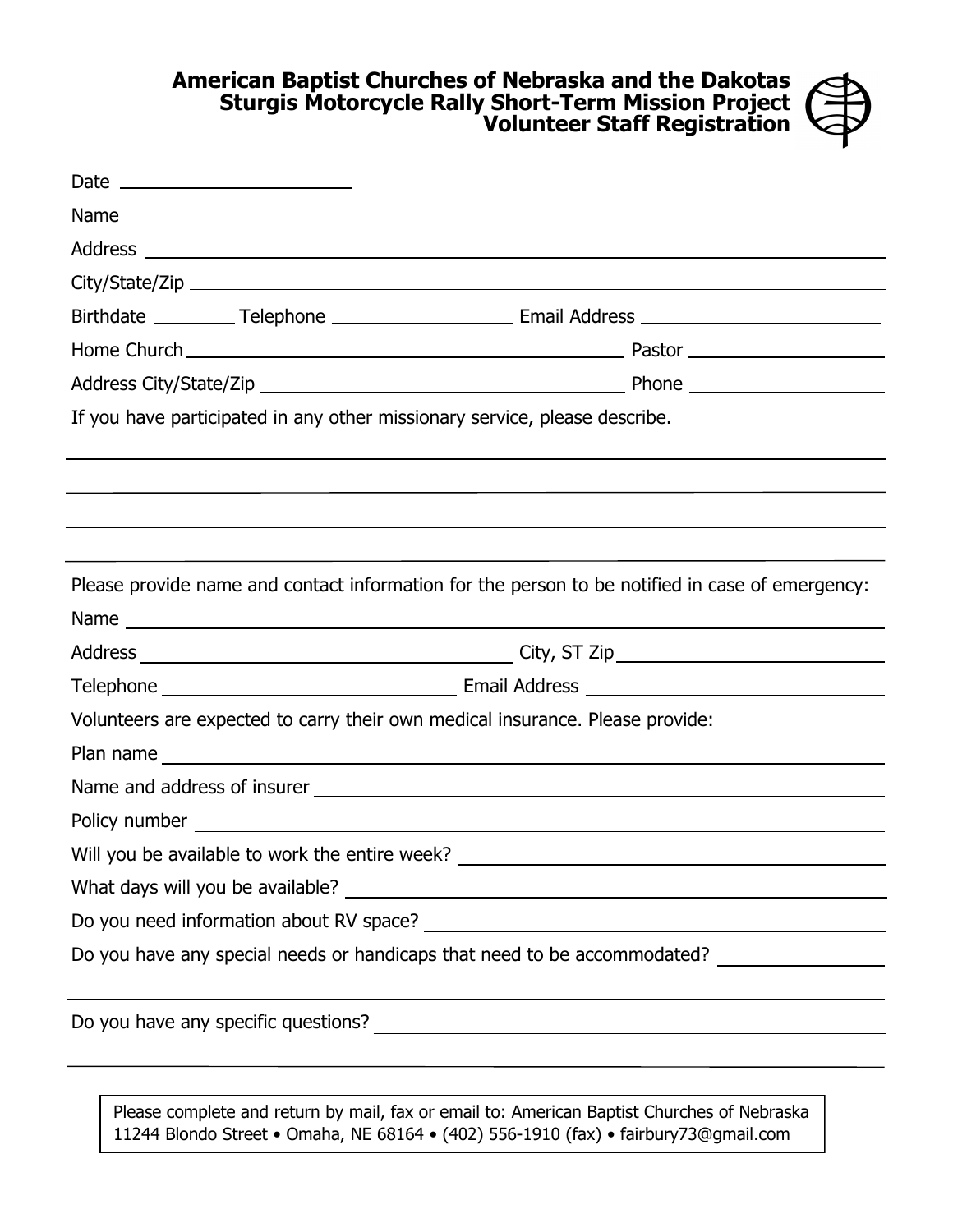# American Baptist Churches of Nebraska and the Dakotas
## Sturgis Motorcycle Rally Short-Term Mission Project
## Volunteer Staff Registration

Date ____________________

Name ______________________________________________________________

Address ______________________________________________________________

City/State/Zip ______________________________________________________________

Birthdate ________ Telephone __________________ Email Address ________________________

Home Church ________________________________________ Pastor ____________________

Address City/State/Zip ________________________________ Phone ____________________

If you have participated in any other missionary service, please describe.

______________________________________________________________

______________________________________________________________

______________________________________________________________

______________________________________________________________

Please provide name and contact information for the person to be notified in case of emergency:

Name ______________________________________________________________

Address ________________________________ City, ST Zip ________________________

Telephone ____________________________ Email Address ____________________________

Volunteers are expected to carry their own medical insurance. Please provide:

Plan name ______________________________________________________________

Name and address of insurer ______________________________________________

Policy number ______________________________________________________________

Will you be available to work the entire week? ________________________________

What days will you be available? ________________________________________

Do you need information about RV space? ________________________________________

Do you have any special needs or handicaps that need to be accommodated? ______________

______________________________________________________________

Do you have any specific questions? ________________________________________

______________________________________________________________

Please complete and return by mail, fax or email to: American Baptist Churches of Nebraska
11244 Blondo Street • Omaha, NE 68164 • (402) 556-1910 (fax) • fairbury73@gmail.com